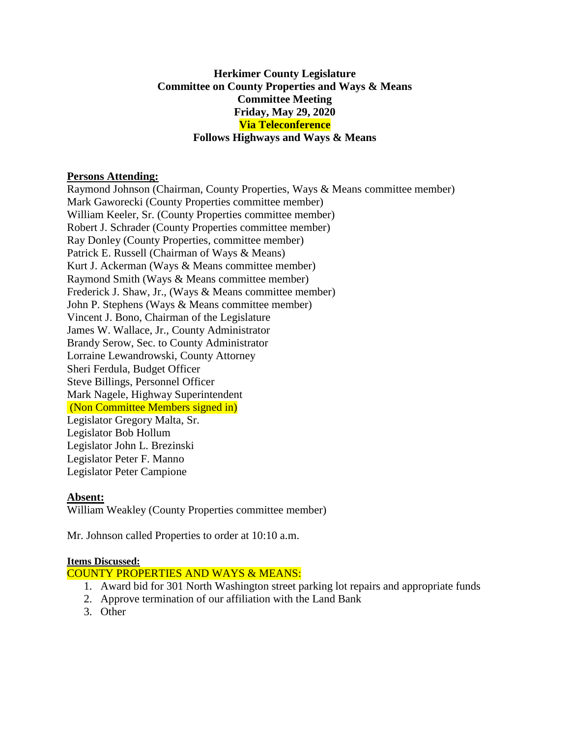**Herkimer County Legislature**
**Committee on County Properties and Ways & Means**
**Committee Meeting**
**Friday, May 29, 2020**
**Via Teleconference**
**Follows Highways and Ways & Means**

**Persons Attending:**

Raymond Johnson (Chairman, County Properties, Ways & Means committee member)
Mark Gaworecki (County Properties committee member)
William Keeler, Sr. (County Properties committee member)
Robert J. Schrader (County Properties committee member)
Ray Donley (County Properties, committee member)
Patrick E. Russell (Chairman of Ways & Means)
Kurt J. Ackerman (Ways & Means committee member)
Raymond Smith (Ways & Means committee member)
Frederick J. Shaw, Jr., (Ways & Means committee member)
John P. Stephens (Ways & Means committee member)
Vincent J. Bono, Chairman of the Legislature
James W. Wallace, Jr., County Administrator
Brandy Serow, Sec. to County Administrator
Lorraine Lewandrowski, County Attorney
Sheri Ferdula, Budget Officer
Steve Billings, Personnel Officer
Mark Nagele, Highway Superintendent
(Non Committee Members signed in)
Legislator Gregory Malta, Sr.
Legislator Bob Hollum
Legislator John L. Brezinski
Legislator Peter F. Manno
Legislator Peter Campione

**Absent:**

William Weakley (County Properties committee member)

Mr. Johnson called Properties to order at 10:10 a.m.

**Items Discussed:**

COUNTY PROPERTIES AND WAYS & MEANS:

1. Award bid for 301 North Washington street parking lot repairs and appropriate funds
2. Approve termination of our affiliation with the Land Bank
3. Other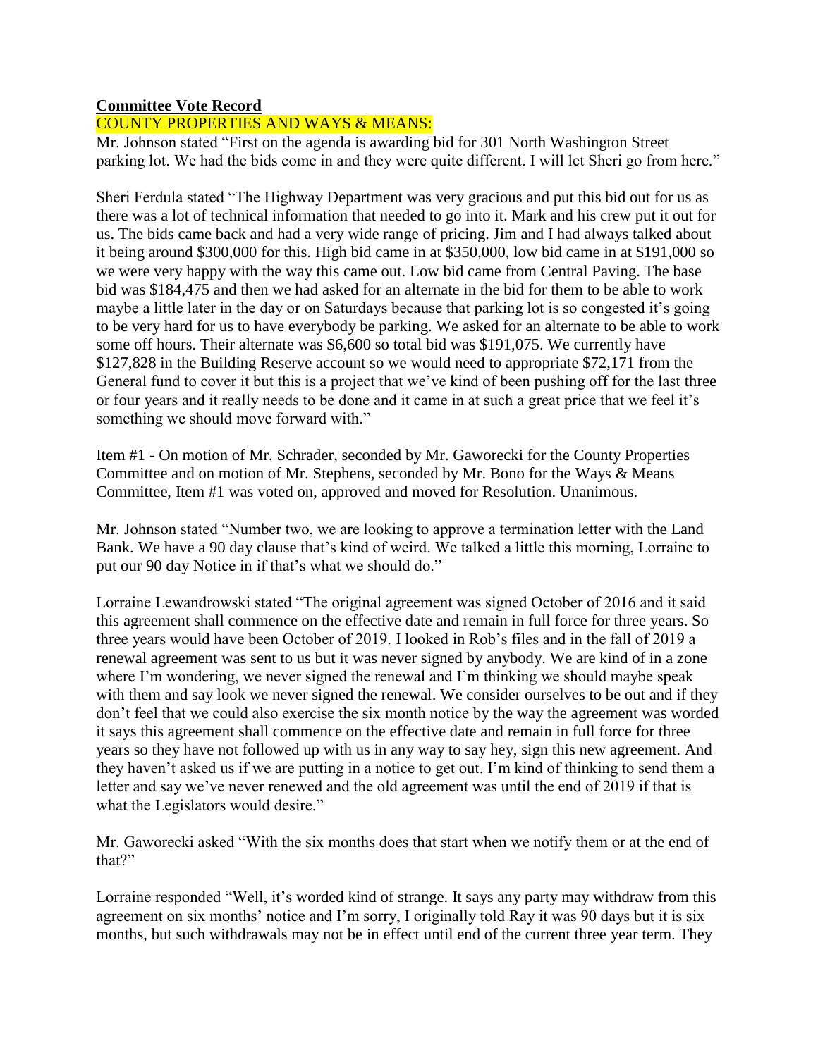**Committee Vote Record**

COUNTY PROPERTIES AND WAYS & MEANS:

Mr. Johnson stated "First on the agenda is awarding bid for 301 North Washington Street parking lot. We had the bids come in and they were quite different. I will let Sheri go from here."

Sheri Ferdula stated "The Highway Department was very gracious and put this bid out for us as there was a lot of technical information that needed to go into it. Mark and his crew put it out for us. The bids came back and had a very wide range of pricing. Jim and I had always talked about it being around $300,000 for this. High bid came in at $350,000, low bid came in at $191,000 so we were very happy with the way this came out. Low bid came from Central Paving. The base bid was $184,475 and then we had asked for an alternate in the bid for them to be able to work maybe a little later in the day or on Saturdays because that parking lot is so congested it's going to be very hard for us to have everybody be parking. We asked for an alternate to be able to work some off hours. Their alternate was $6,600 so total bid was $191,075. We currently have $127,828 in the Building Reserve account so we would need to appropriate $72,171 from the General fund to cover it but this is a project that we've kind of been pushing off for the last three or four years and it really needs to be done and it came in at such a great price that we feel it's something we should move forward with."

Item #1 - On motion of Mr. Schrader, seconded by Mr. Gaworecki for the County Properties Committee and on motion of Mr. Stephens, seconded by Mr. Bono for the Ways & Means Committee, Item #1 was voted on, approved and moved for Resolution. Unanimous.

Mr. Johnson stated "Number two, we are looking to approve a termination letter with the Land Bank. We have a 90 day clause that's kind of weird. We talked a little this morning, Lorraine to put our 90 day Notice in if that's what we should do."

Lorraine Lewandrowski stated "The original agreement was signed October of 2016 and it said this agreement shall commence on the effective date and remain in full force for three years. So three years would have been October of 2019. I looked in Rob's files and in the fall of 2019 a renewal agreement was sent to us but it was never signed by anybody. We are kind of in a zone where I'm wondering, we never signed the renewal and I'm thinking we should maybe speak with them and say look we never signed the renewal. We consider ourselves to be out and if they don't feel that we could also exercise the six month notice by the way the agreement was worded it says this agreement shall commence on the effective date and remain in full force for three years so they have not followed up with us in any way to say hey, sign this new agreement. And they haven't asked us if we are putting in a notice to get out. I'm kind of thinking to send them a letter and say we've never renewed and the old agreement was until the end of 2019 if that is what the Legislators would desire."

Mr. Gaworecki asked "With the six months does that start when we notify them or at the end of that?"

Lorraine responded "Well, it's worded kind of strange. It says any party may withdraw from this agreement on six months' notice and I'm sorry, I originally told Ray it was 90 days but it is six months, but such withdrawals may not be in effect until end of the current three year term. They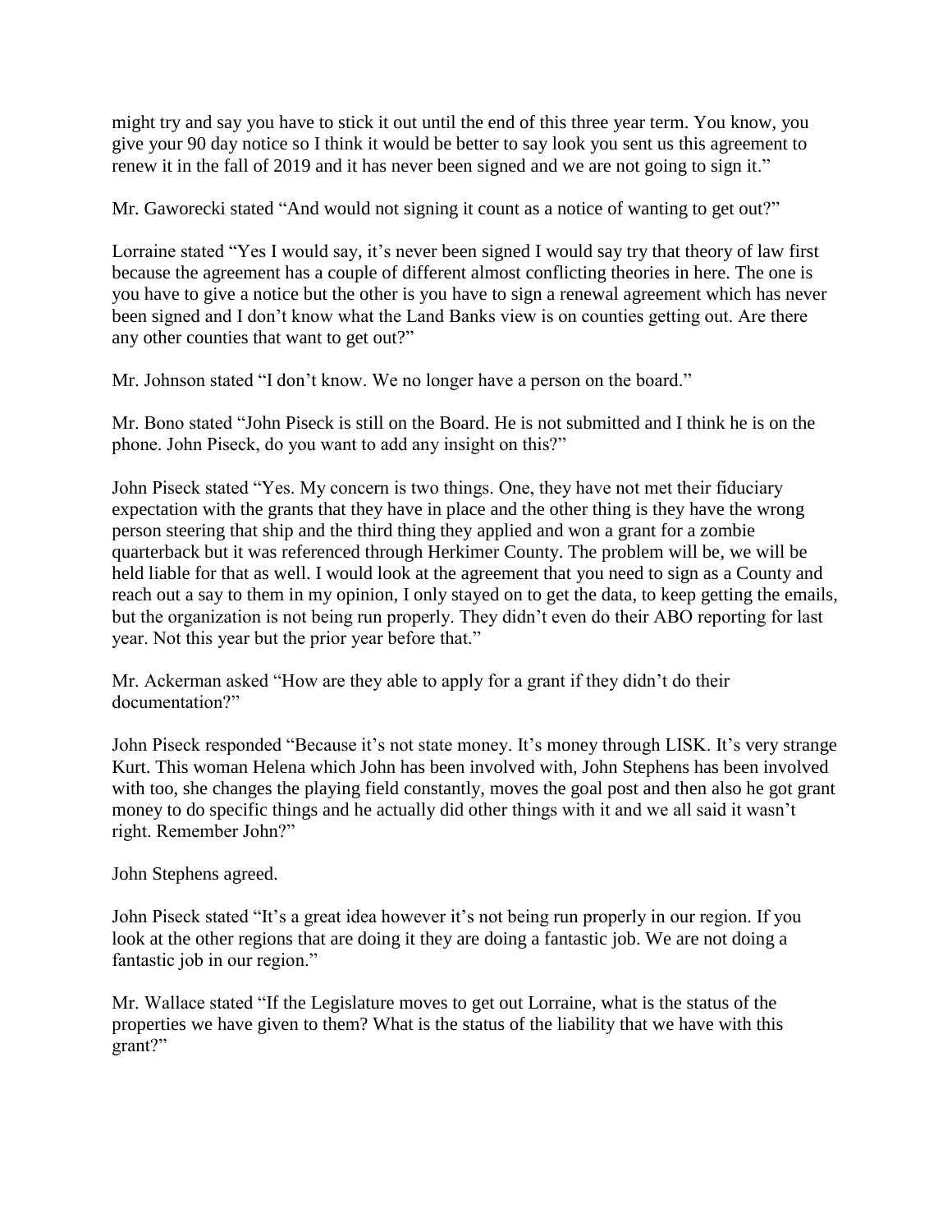might try and say you have to stick it out until the end of this three year term. You know, you give your 90 day notice so I think it would be better to say look you sent us this agreement to renew it in the fall of 2019 and it has never been signed and we are not going to sign it."

Mr. Gaworecki stated "And would not signing it count as a notice of wanting to get out?"

Lorraine stated "Yes I would say, it's never been signed I would say try that theory of law first because the agreement has a couple of different almost conflicting theories in here. The one is you have to give a notice but the other is you have to sign a renewal agreement which has never been signed and I don't know what the Land Banks view is on counties getting out. Are there any other counties that want to get out?"

Mr. Johnson stated "I don't know. We no longer have a person on the board."

Mr. Bono stated "John Piseck is still on the Board. He is not submitted and I think he is on the phone. John Piseck, do you want to add any insight on this?"

John Piseck stated "Yes. My concern is two things. One, they have not met their fiduciary expectation with the grants that they have in place and the other thing is they have the wrong person steering that ship and the third thing they applied and won a grant for a zombie quarterback but it was referenced through Herkimer County. The problem will be, we will be held liable for that as well. I would look at the agreement that you need to sign as a County and reach out a say to them in my opinion, I only stayed on to get the data, to keep getting the emails, but the organization is not being run properly. They didn't even do their ABO reporting for last year. Not this year but the prior year before that."

Mr. Ackerman asked "How are they able to apply for a grant if they didn't do their documentation?"

John Piseck responded "Because it's not state money. It's money through LISK. It's very strange Kurt. This woman Helena which John has been involved with, John Stephens has been involved with too, she changes the playing field constantly, moves the goal post and then also he got grant money to do specific things and he actually did other things with it and we all said it wasn't right. Remember John?"

John Stephens agreed.

John Piseck stated "It's a great idea however it's not being run properly in our region. If you look at the other regions that are doing it they are doing a fantastic job. We are not doing a fantastic job in our region."

Mr. Wallace stated "If the Legislature moves to get out Lorraine, what is the status of the properties we have given to them? What is the status of the liability that we have with this grant?"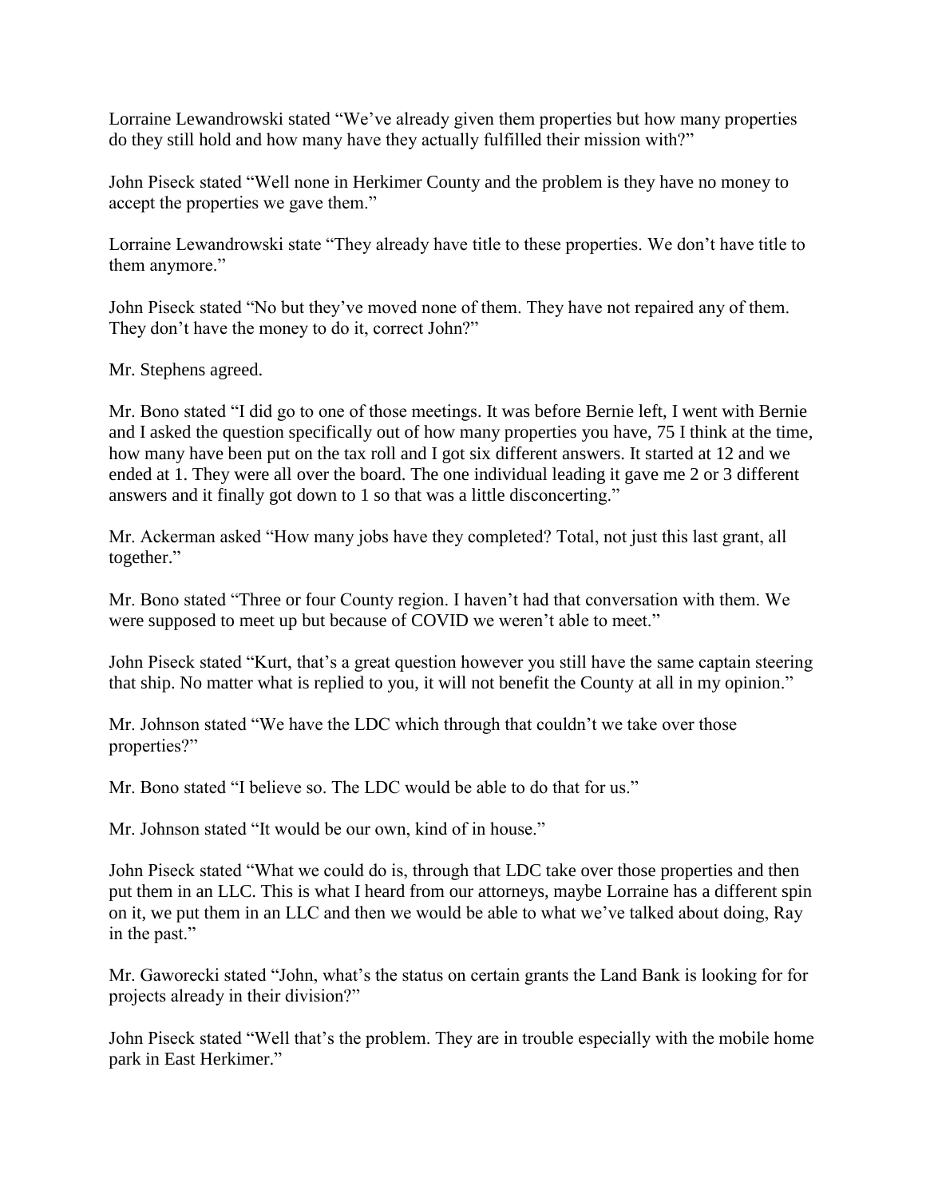Lorraine Lewandrowski stated "We've already given them properties but how many properties do they still hold and how many have they actually fulfilled their mission with?"

John Piseck stated "Well none in Herkimer County and the problem is they have no money to accept the properties we gave them."

Lorraine Lewandrowski state "They already have title to these properties. We don't have title to them anymore."

John Piseck stated "No but they've moved none of them. They have not repaired any of them. They don't have the money to do it, correct John?"

Mr. Stephens agreed.

Mr. Bono stated "I did go to one of those meetings. It was before Bernie left, I went with Bernie and I asked the question specifically out of how many properties you have, 75 I think at the time, how many have been put on the tax roll and I got six different answers. It started at 12 and we ended at 1. They were all over the board. The one individual leading it gave me 2 or 3 different answers and it finally got down to 1 so that was a little disconcerting."

Mr. Ackerman asked "How many jobs have they completed? Total, not just this last grant, all together."

Mr. Bono stated "Three or four County region. I haven't had that conversation with them. We were supposed to meet up but because of COVID we weren't able to meet."

John Piseck stated "Kurt, that's a great question however you still have the same captain steering that ship. No matter what is replied to you, it will not benefit the County at all in my opinion."

Mr. Johnson stated "We have the LDC which through that couldn't we take over those properties?"

Mr. Bono stated "I believe so. The LDC would be able to do that for us."

Mr. Johnson stated "It would be our own, kind of in house."

John Piseck stated "What we could do is, through that LDC take over those properties and then put them in an LLC. This is what I heard from our attorneys, maybe Lorraine has a different spin on it, we put them in an LLC and then we would be able to what we've talked about doing, Ray in the past."

Mr. Gaworecki stated "John, what's the status on certain grants the Land Bank is looking for for projects already in their division?"

John Piseck stated "Well that's the problem. They are in trouble especially with the mobile home park in East Herkimer."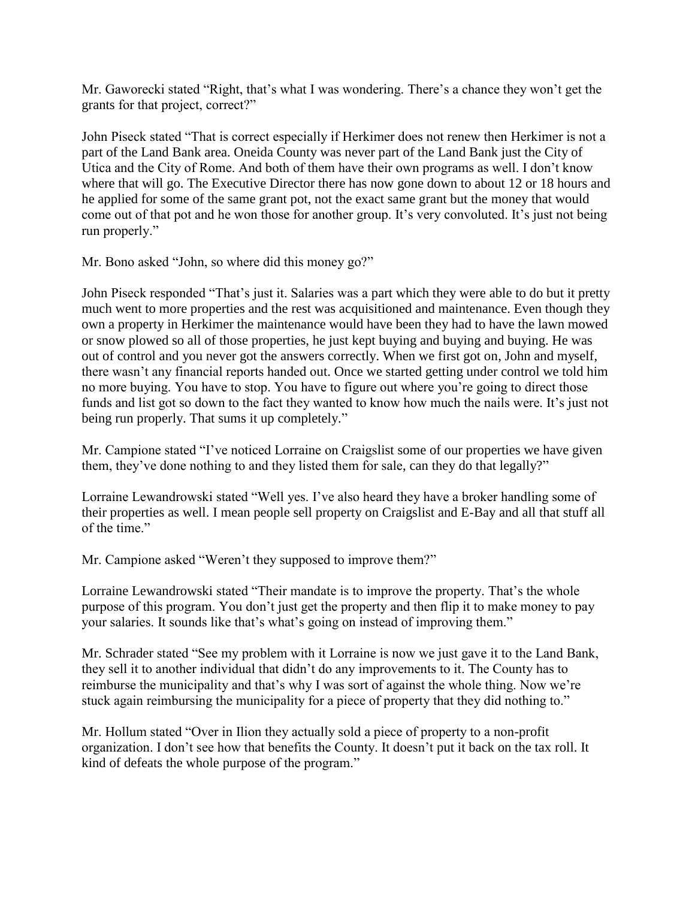Mr. Gaworecki stated "Right, that's what I was wondering. There's a chance they won't get the grants for that project, correct?"

John Piseck stated "That is correct especially if Herkimer does not renew then Herkimer is not a part of the Land Bank area. Oneida County was never part of the Land Bank just the City of Utica and the City of Rome. And both of them have their own programs as well. I don't know where that will go. The Executive Director there has now gone down to about 12 or 18 hours and he applied for some of the same grant pot, not the exact same grant but the money that would come out of that pot and he won those for another group. It's very convoluted. It's just not being run properly."

Mr. Bono asked "John, so where did this money go?"

John Piseck responded "That's just it. Salaries was a part which they were able to do but it pretty much went to more properties and the rest was acquisitioned and maintenance. Even though they own a property in Herkimer the maintenance would have been they had to have the lawn mowed or snow plowed so all of those properties, he just kept buying and buying and buying. He was out of control and you never got the answers correctly. When we first got on, John and myself, there wasn't any financial reports handed out. Once we started getting under control we told him no more buying. You have to stop. You have to figure out where you're going to direct those funds and list got so down to the fact they wanted to know how much the nails were. It's just not being run properly. That sums it up completely."

Mr. Campione stated "I've noticed Lorraine on Craigslist some of our properties we have given them, they've done nothing to and they listed them for sale, can they do that legally?"

Lorraine Lewandrowski stated "Well yes. I've also heard they have a broker handling some of their properties as well. I mean people sell property on Craigslist and E-Bay and all that stuff all of the time."

Mr. Campione asked "Weren't they supposed to improve them?"

Lorraine Lewandrowski stated "Their mandate is to improve the property. That's the whole purpose of this program. You don't just get the property and then flip it to make money to pay your salaries. It sounds like that's what's going on instead of improving them."

Mr. Schrader stated "See my problem with it Lorraine is now we just gave it to the Land Bank, they sell it to another individual that didn't do any improvements to it. The County has to reimburse the municipality and that's why I was sort of against the whole thing. Now we're stuck again reimbursing the municipality for a piece of property that they did nothing to."

Mr. Hollum stated "Over in Ilion they actually sold a piece of property to a non-profit organization. I don't see how that benefits the County. It doesn't put it back on the tax roll. It kind of defeats the whole purpose of the program."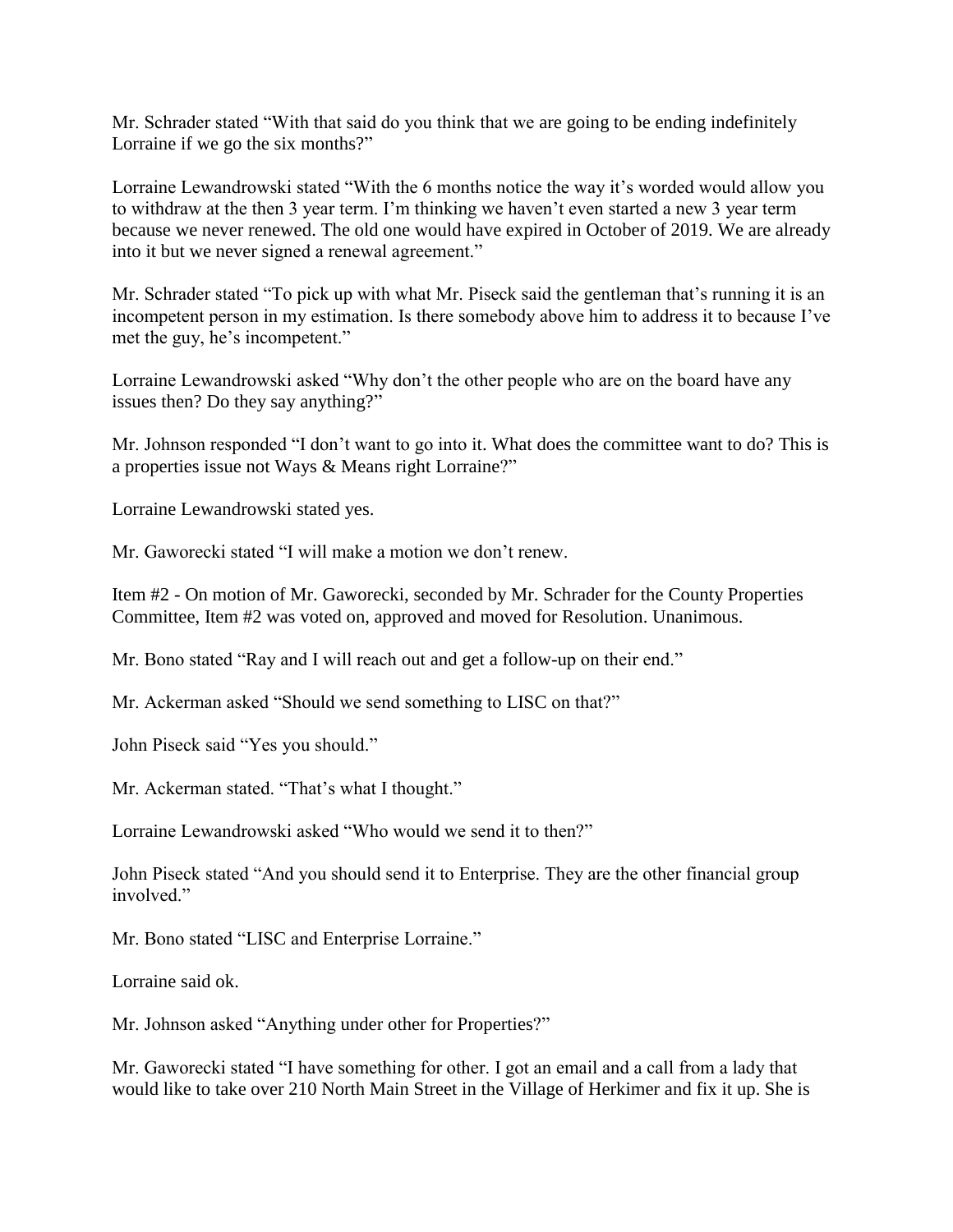Mr. Schrader stated "With that said do you think that we are going to be ending indefinitely Lorraine if we go the six months?"

Lorraine Lewandrowski stated "With the 6 months notice the way it's worded would allow you to withdraw at the then 3 year term. I'm thinking we haven't even started a new 3 year term because we never renewed. The old one would have expired in October of 2019. We are already into it but we never signed a renewal agreement."

Mr. Schrader stated "To pick up with what Mr. Piseck said the gentleman that's running it is an incompetent person in my estimation. Is there somebody above him to address it to because I've met the guy, he's incompetent."

Lorraine Lewandrowski asked "Why don't the other people who are on the board have any issues then? Do they say anything?"

Mr. Johnson responded "I don't want to go into it. What does the committee want to do? This is a properties issue not Ways & Means right Lorraine?"

Lorraine Lewandrowski stated yes.

Mr. Gaworecki stated "I will make a motion we don't renew.

Item #2 - On motion of Mr. Gaworecki, seconded by Mr. Schrader for the County Properties Committee, Item #2 was voted on, approved and moved for Resolution. Unanimous.

Mr. Bono stated "Ray and I will reach out and get a follow-up on their end."

Mr. Ackerman asked "Should we send something to LISC on that?"

John Piseck said "Yes you should."

Mr. Ackerman stated. "That's what I thought."

Lorraine Lewandrowski asked "Who would we send it to then?"

John Piseck stated "And you should send it to Enterprise. They are the other financial group involved."

Mr. Bono stated "LISC and Enterprise Lorraine."

Lorraine said ok.

Mr. Johnson asked "Anything under other for Properties?"

Mr. Gaworecki stated "I have something for other. I got an email and a call from a lady that would like to take over 210 North Main Street in the Village of Herkimer and fix it up. She is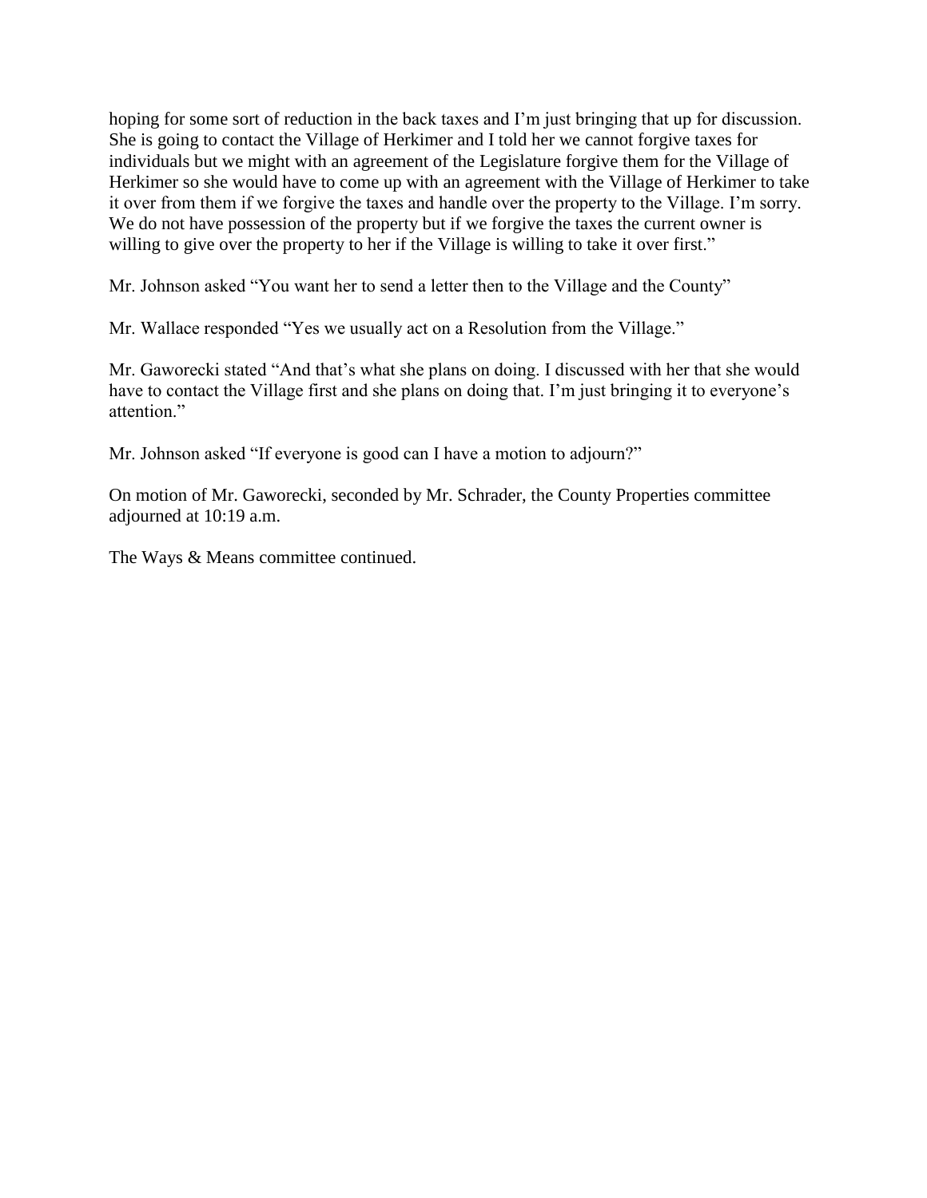hoping for some sort of reduction in the back taxes and I'm just bringing that up for discussion. She is going to contact the Village of Herkimer and I told her we cannot forgive taxes for individuals but we might with an agreement of the Legislature forgive them for the Village of Herkimer so she would have to come up with an agreement with the Village of Herkimer to take it over from them if we forgive the taxes and handle over the property to the Village. I'm sorry. We do not have possession of the property but if we forgive the taxes the current owner is willing to give over the property to her if the Village is willing to take it over first."

Mr. Johnson asked "You want her to send a letter then to the Village and the County"

Mr. Wallace responded "Yes we usually act on a Resolution from the Village."

Mr. Gaworecki stated "And that's what she plans on doing. I discussed with her that she would have to contact the Village first and she plans on doing that. I'm just bringing it to everyone's attention."

Mr. Johnson asked "If everyone is good can I have a motion to adjourn?"

On motion of Mr. Gaworecki, seconded by Mr. Schrader, the County Properties committee adjourned at 10:19 a.m.

The Ways & Means committee continued.